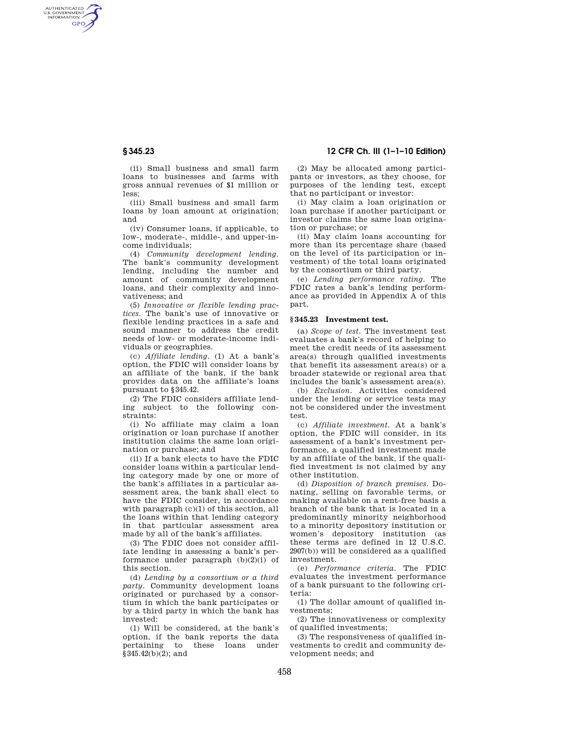(ii) Small business and small farm loans to businesses and farms with gross annual revenues of $1 million or less;

(iii) Small business and small farm loans by loan amount at origination; and

(iv) Consumer loans, if applicable, to low-, moderate-, middle-, and upper-income individuals;

(4) *Community development lending.* The bank's community development lending, including the number and amount of community development loans, and their complexity and innovativeness; and

(5) *Innovative or flexible lending practices.* The bank's use of innovative or flexible lending practices in a safe and sound manner to address the credit needs of low- or moderate-income individuals or geographies.

(c) *Affiliate lending.* (1) At a bank's option, the FDIC will consider loans by an affiliate of the bank, if the bank provides data on the affiliate's loans pursuant to §345.42.

(2) The FDIC considers affiliate lending subject to the following constraints:

(i) No affiliate may claim a loan origination or loan purchase if another institution claims the same loan origination or purchase; and

(ii) If a bank elects to have the FDIC consider loans within a particular lending category made by one or more of the bank's affiliates in a particular assessment area, the bank shall elect to have the FDIC consider, in accordance with paragraph (c)(1) of this section, all the loans within that lending category in that particular assessment area made by all of the bank's affiliates.

(3) The FDIC does not consider affiliate lending in assessing a bank's performance under paragraph (b)(2)(i) of this section.

(d) *Lending by a consortium or a third party.* Community development loans originated or purchased by a consortium in which the bank participates or by a third party in which the bank has invested:

(1) Will be considered, at the bank's option, if the bank reports the data pertaining to these loans under §345.42(b)(2); and

(2) May be allocated among participants or investors, as they choose, for purposes of the lending test, except that no participant or investor:

(i) May claim a loan origination or loan purchase if another participant or investor claims the same loan origination or purchase; or

(ii) May claim loans accounting for more than its percentage share (based on the level of its participation or investment) of the total loans originated by the consortium or third party.

(e) *Lending performance rating.* The FDIC rates a bank's lending performance as provided in Appendix A of this part.

### §345.23 Investment test.

(a) *Scope of test.* The investment test evaluates a bank's record of helping to meet the credit needs of its assessment area(s) through qualified investments that benefit its assessment area(s) or a broader statewide or regional area that includes the bank's assessment area(s).

(b) *Exclusion.* Activities considered under the lending or service tests may not be considered under the investment test.

(c) *Affiliate investment.* At a bank's option, the FDIC will consider, in its assessment of a bank's investment performance, a qualified investment made by an affiliate of the bank, if the qualified investment is not claimed by any other institution.

(d) *Disposition of branch premises.* Donating, selling on favorable terms, or making available on a rent-free basis a branch of the bank that is located in a predominantly minority neighborhood to a minority depository institution or women's depository institution (as these terms are defined in 12 U.S.C. 2907(b)) will be considered as a qualified investment.

(e) *Performance criteria.* The FDIC evaluates the investment performance of a bank pursuant to the following criteria:

(1) The dollar amount of qualified investments;

(2) The innovativeness or complexity of qualified investments;

(3) The responsiveness of qualified investments to credit and community development needs; and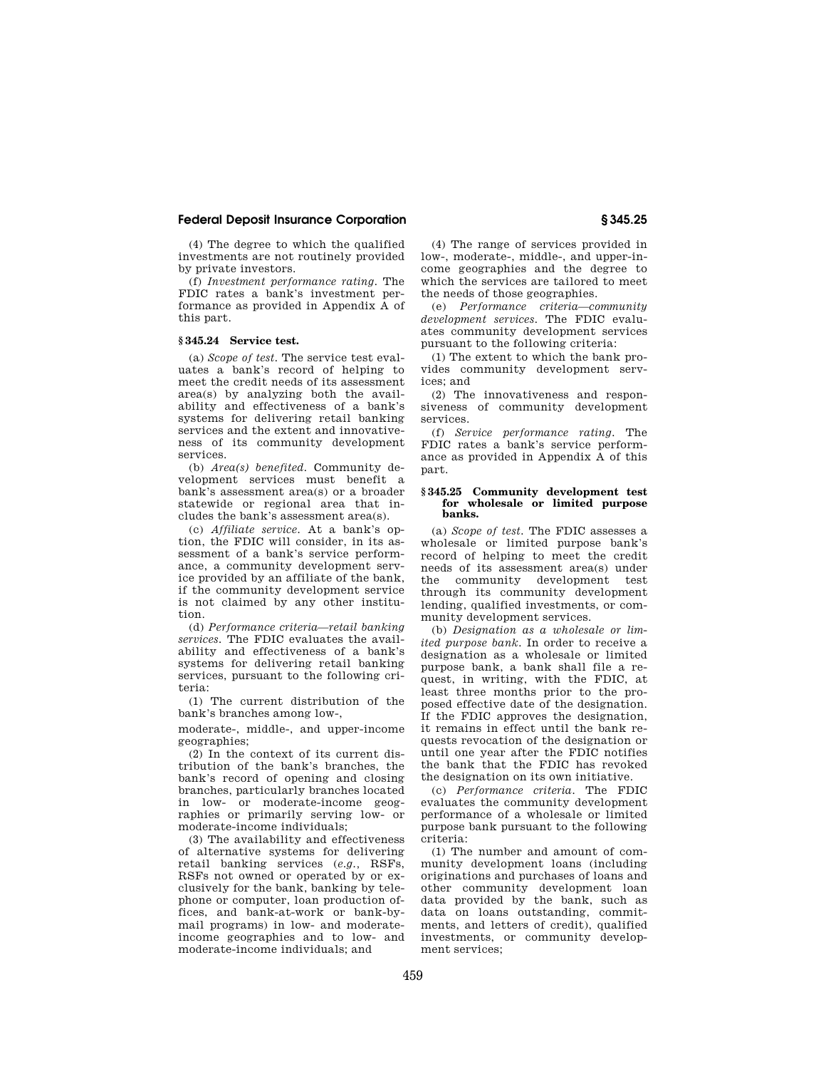(4) The degree to which the qualified investments are not routinely provided by private investors.

(f) *Investment performance rating.* The FDIC rates a bank's investment performance as provided in Appendix A of this part.

### § 345.24 Service test.

(a) *Scope of test.* The service test evaluates a bank's record of helping to meet the credit needs of its assessment area(s) by analyzing both the availability and effectiveness of a bank's systems for delivering retail banking services and the extent and innovativeness of its community development services.

(b) *Area(s) benefited.* Community development services must benefit a bank's assessment area(s) or a broader statewide or regional area that includes the bank's assessment area(s).

(c) *Affiliate service.* At a bank's option, the FDIC will consider, in its assessment of a bank's service performance, a community development service provided by an affiliate of the bank, if the community development service is not claimed by any other institution.

(d) *Performance criteria—retail banking services.* The FDIC evaluates the availability and effectiveness of a bank's systems for delivering retail banking services, pursuant to the following criteria:

(1) The current distribution of the bank's branches among low-, moderate-, middle-, and upper-income geographies;

(2) In the context of its current distribution of the bank's branches, the bank's record of opening and closing branches, particularly branches located in low- or moderate-income geographies or primarily serving low- or moderate-income individuals;

(3) The availability and effectiveness of alternative systems for delivering retail banking services (*e.g.*, RSFs, RSFs not owned or operated by or exclusively for the bank, banking by telephone or computer, loan production offices, and bank-at-work or bank-by-mail programs) in low- and moderate-income geographies and to low- and moderate-income individuals; and

(4) The range of services provided in low-, moderate-, middle-, and upper-income geographies and the degree to which the services are tailored to meet the needs of those geographies.

(e) *Performance criteria—community development services.* The FDIC evaluates community development services pursuant to the following criteria:

(1) The extent to which the bank provides community development services; and

(2) The innovativeness and responsiveness of community development services.

(f) *Service performance rating.* The FDIC rates a bank's service performance as provided in Appendix A of this part.

### § 345.25 Community development test for wholesale or limited purpose banks.

(a) *Scope of test.* The FDIC assesses a wholesale or limited purpose bank's record of helping to meet the credit needs of its assessment area(s) under the community development test through its community development lending, qualified investments, or community development services.

(b) *Designation as a wholesale or limited purpose bank.* In order to receive a designation as a wholesale or limited purpose bank, a bank shall file a request, in writing, with the FDIC, at least three months prior to the proposed effective date of the designation. If the FDIC approves the designation, it remains in effect until the bank requests revocation of the designation or until one year after the FDIC notifies the bank that the FDIC has revoked the designation on its own initiative.

(c) *Performance criteria.* The FDIC evaluates the community development performance of a wholesale or limited purpose bank pursuant to the following criteria:

(1) The number and amount of community development loans (including originations and purchases of loans and other community development loan data provided by the bank, such as data on loans outstanding, commitments, and letters of credit), qualified investments, or community development services;